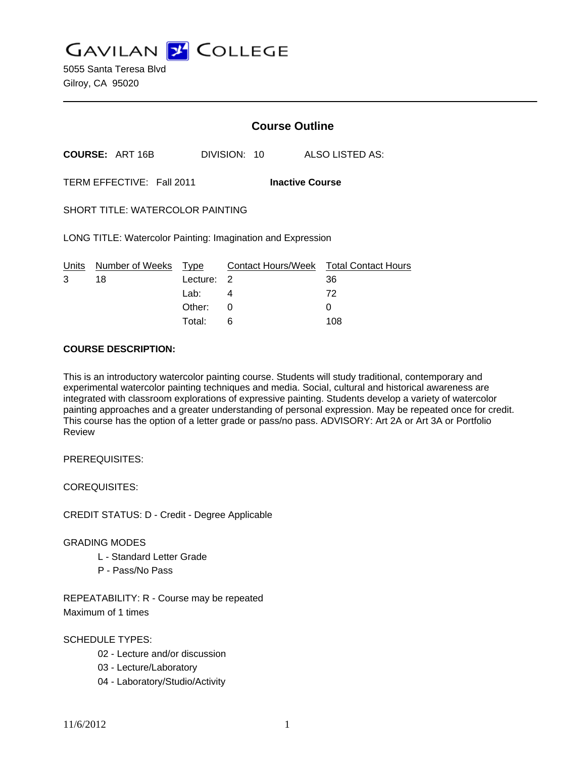# GAVILAN COLLEGE

5055 Santa Teresa Blvd
Gilroy, CA 95020

---

## Course Outline

**COURSE:** ART 16B    DIVISION: 10    ALSO LISTED AS:

TERM EFFECTIVE: Fall 2011    **Inactive Course**

SHORT TITLE: WATERCOLOR PAINTING

LONG TITLE: Watercolor Painting: Imagination and Expression

| Units | Number of Weeks | Type | Contact Hours/Week | Total Contact Hours |
|---|---|---|---|---|
| 3 | 18 | Lecture: | 2 | 36 |
| | | Lab: | 4 | 72 |
| | | Other: | 0 | 0 |
| | | Total: | 6 | 108 |

**COURSE DESCRIPTION:**

This is an introductory watercolor painting course. Students will study traditional, contemporary and experimental watercolor painting techniques and media. Social, cultural and historical awareness are integrated with classroom explorations of expressive painting. Students develop a variety of watercolor painting approaches and a greater understanding of personal expression. May be repeated once for credit. This course has the option of a letter grade or pass/no pass. ADVISORY: Art 2A or Art 3A or Portfolio Review

PREREQUISITES:

COREQUISITES:

CREDIT STATUS: D - Credit - Degree Applicable

GRADING MODES

- L - Standard Letter Grade
- P - Pass/No Pass

REPEATABILITY: R - Course may be repeated
Maximum of 1 times

SCHEDULE TYPES:

- 02 - Lecture and/or discussion
- 03 - Lecture/Laboratory
- 04 - Laboratory/Studio/Activity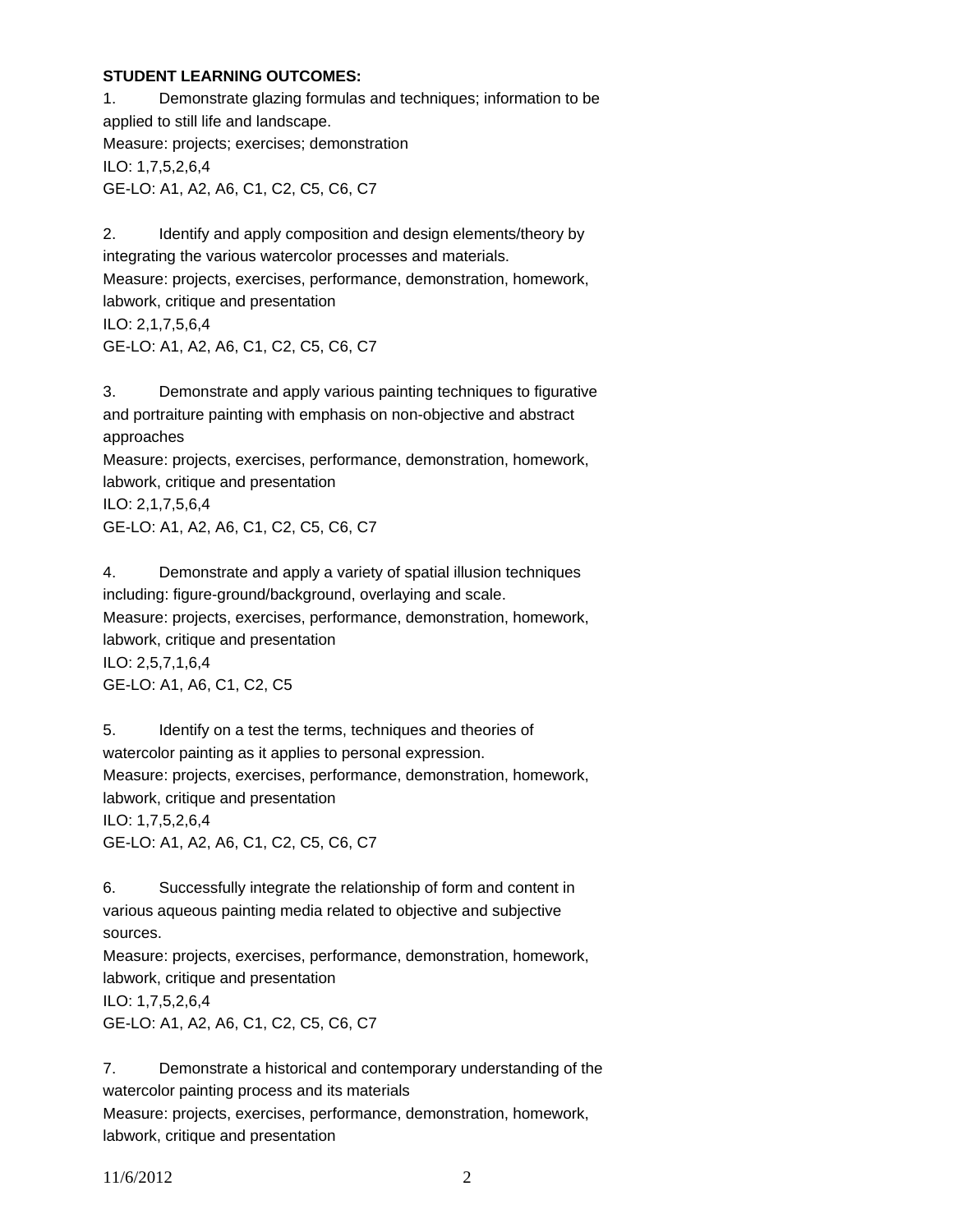**STUDENT LEARNING OUTCOMES:**

1. Demonstrate glazing formulas and techniques; information to be applied to still life and landscape.
Measure: projects; exercises; demonstration
ILO: 1,7,5,2,6,4
GE-LO: A1, A2, A6, C1, C2, C5, C6, C7

2. Identify and apply composition and design elements/theory by integrating the various watercolor processes and materials.
Measure: projects, exercises, performance, demonstration, homework, labwork, critique and presentation
ILO: 2,1,7,5,6,4
GE-LO: A1, A2, A6, C1, C2, C5, C6, C7

3. Demonstrate and apply various painting techniques to figurative and portraiture painting with emphasis on non-objective and abstract approaches
Measure: projects, exercises, performance, demonstration, homework, labwork, critique and presentation
ILO: 2,1,7,5,6,4
GE-LO: A1, A2, A6, C1, C2, C5, C6, C7

4. Demonstrate and apply a variety of spatial illusion techniques including: figure-ground/background, overlaying and scale.
Measure: projects, exercises, performance, demonstration, homework, labwork, critique and presentation
ILO: 2,5,7,1,6,4
GE-LO: A1, A6, C1, C2, C5

5. Identify on a test the terms, techniques and theories of watercolor painting as it applies to personal expression.
Measure: projects, exercises, performance, demonstration, homework, labwork, critique and presentation
ILO: 1,7,5,2,6,4
GE-LO: A1, A2, A6, C1, C2, C5, C6, C7

6. Successfully integrate the relationship of form and content in various aqueous painting media related to objective and subjective sources.
Measure: projects, exercises, performance, demonstration, homework, labwork, critique and presentation
ILO: 1,7,5,2,6,4
GE-LO: A1, A2, A6, C1, C2, C5, C6, C7

7. Demonstrate a historical and contemporary understanding of the watercolor painting process and its materials
Measure: projects, exercises, performance, demonstration, homework, labwork, critique and presentation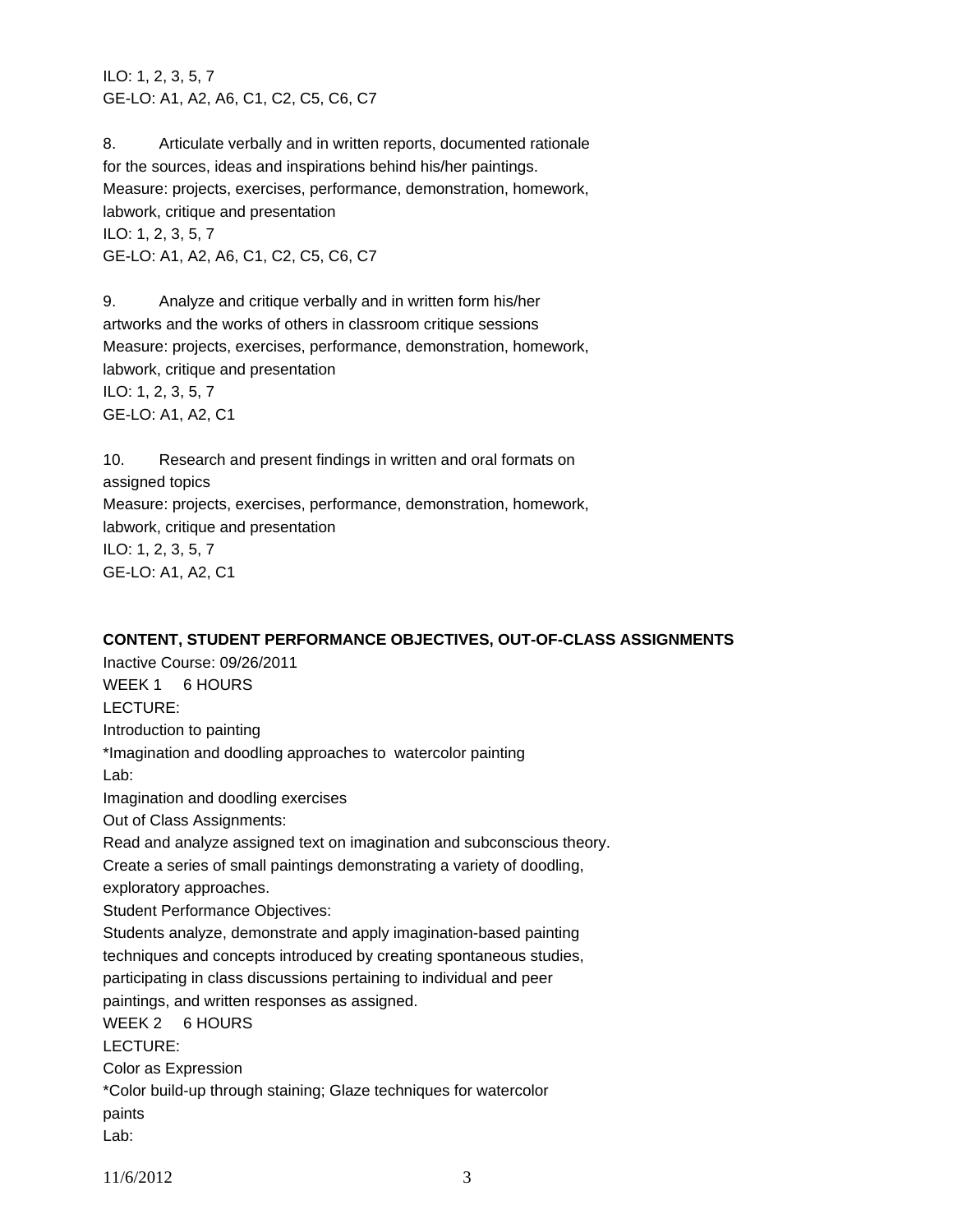ILO: 1, 2, 3, 5, 7
GE-LO: A1, A2, A6, C1, C2, C5, C6, C7

8. Articulate verbally and in written reports, documented rationale for the sources, ideas and inspirations behind his/her paintings.
Measure: projects, exercises, performance, demonstration, homework, labwork, critique and presentation
ILO: 1, 2, 3, 5, 7
GE-LO: A1, A2, A6, C1, C2, C5, C6, C7

9. Analyze and critique verbally and in written form his/her artworks and the works of others in classroom critique sessions
Measure: projects, exercises, performance, demonstration, homework, labwork, critique and presentation
ILO: 1, 2, 3, 5, 7
GE-LO: A1, A2, C1

10. Research and present findings in written and oral formats on assigned topics
Measure: projects, exercises, performance, demonstration, homework, labwork, critique and presentation
ILO: 1, 2, 3, 5, 7
GE-LO: A1, A2, C1

**CONTENT, STUDENT PERFORMANCE OBJECTIVES, OUT-OF-CLASS ASSIGNMENTS**

Inactive Course: 09/26/2011

WEEK 1 6 HOURS
LECTURE:
Introduction to painting
*Imagination and doodling approaches to watercolor painting
Lab:
Imagination and doodling exercises
Out of Class Assignments:
Read and analyze assigned text on imagination and subconscious theory.
Create a series of small paintings demonstrating a variety of doodling, exploratory approaches.
Student Performance Objectives:
Students analyze, demonstrate and apply imagination-based painting techniques and concepts introduced by creating spontaneous studies, participating in class discussions pertaining to individual and peer paintings, and written responses as assigned.

WEEK 2 6 HOURS
LECTURE:
Color as Expression
*Color build-up through staining; Glaze techniques for watercolor paints
Lab: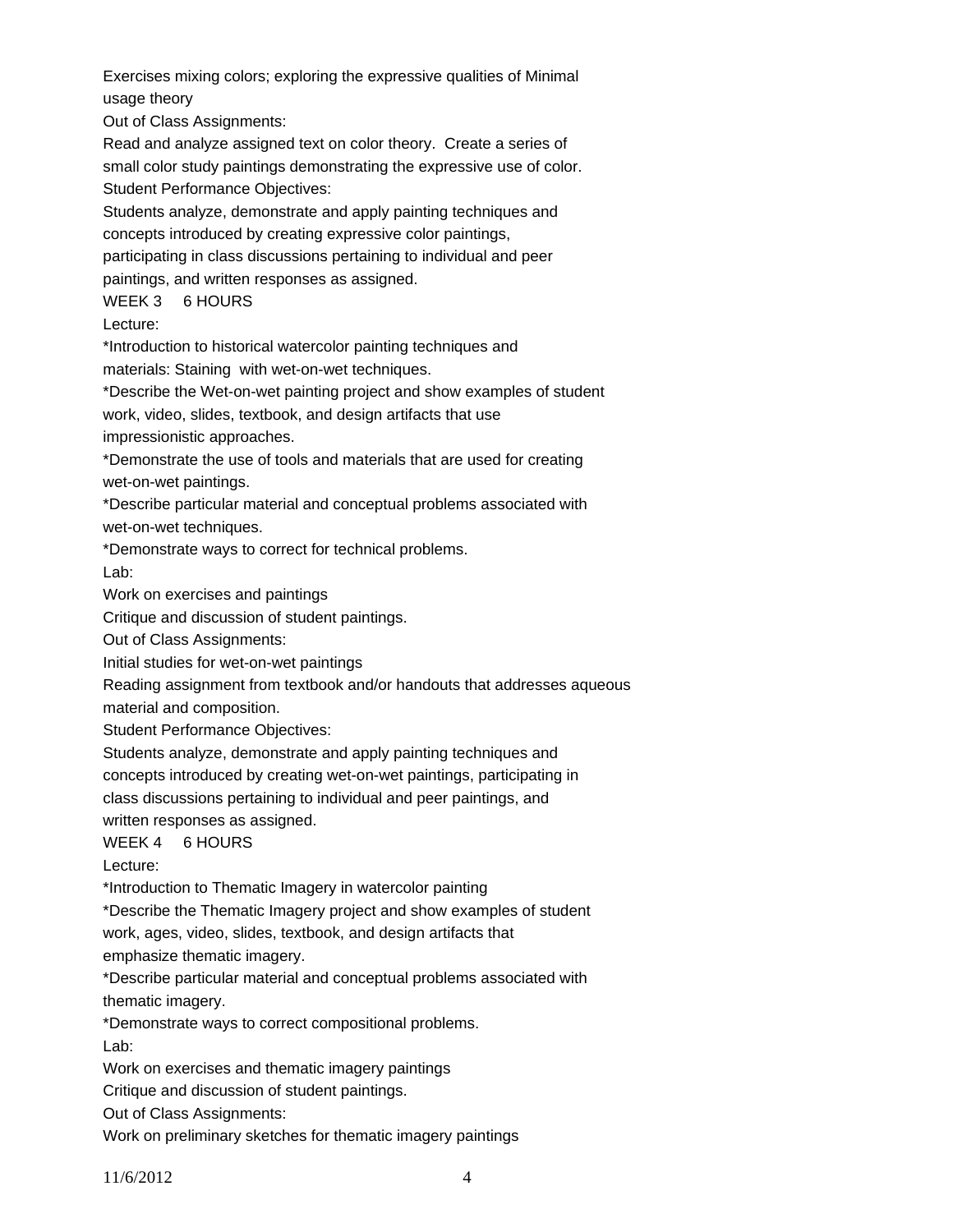Exercises mixing colors; exploring the expressive qualities of Minimal usage theory

Out of Class Assignments:

Read and analyze assigned text on color theory. Create a series of small color study paintings demonstrating the expressive use of color.

Student Performance Objectives:

Students analyze, demonstrate and apply painting techniques and concepts introduced by creating expressive color paintings, participating in class discussions pertaining to individual and peer paintings, and written responses as assigned.

WEEK 3 6 HOURS

Lecture:

*Introduction to historical watercolor painting techniques and materials: Staining with wet-on-wet techniques.

*Describe the Wet-on-wet painting project and show examples of student work, video, slides, textbook, and design artifacts that use impressionistic approaches.

*Demonstrate the use of tools and materials that are used for creating wet-on-wet paintings.

*Describe particular material and conceptual problems associated with wet-on-wet techniques.

*Demonstrate ways to correct for technical problems.

Lab:

Work on exercises and paintings

Critique and discussion of student paintings.

Out of Class Assignments:

Initial studies for wet-on-wet paintings

Reading assignment from textbook and/or handouts that addresses aqueous material and composition.

Student Performance Objectives:

Students analyze, demonstrate and apply painting techniques and concepts introduced by creating wet-on-wet paintings, participating in class discussions pertaining to individual and peer paintings, and written responses as assigned.

WEEK 4 6 HOURS

Lecture:

*Introduction to Thematic Imagery in watercolor painting

*Describe the Thematic Imagery project and show examples of student work, ages, video, slides, textbook, and design artifacts that emphasize thematic imagery.

*Describe particular material and conceptual problems associated with thematic imagery.

*Demonstrate ways to correct compositional problems.

Lab:

Work on exercises and thematic imagery paintings

Critique and discussion of student paintings.

Out of Class Assignments:

Work on preliminary sketches for thematic imagery paintings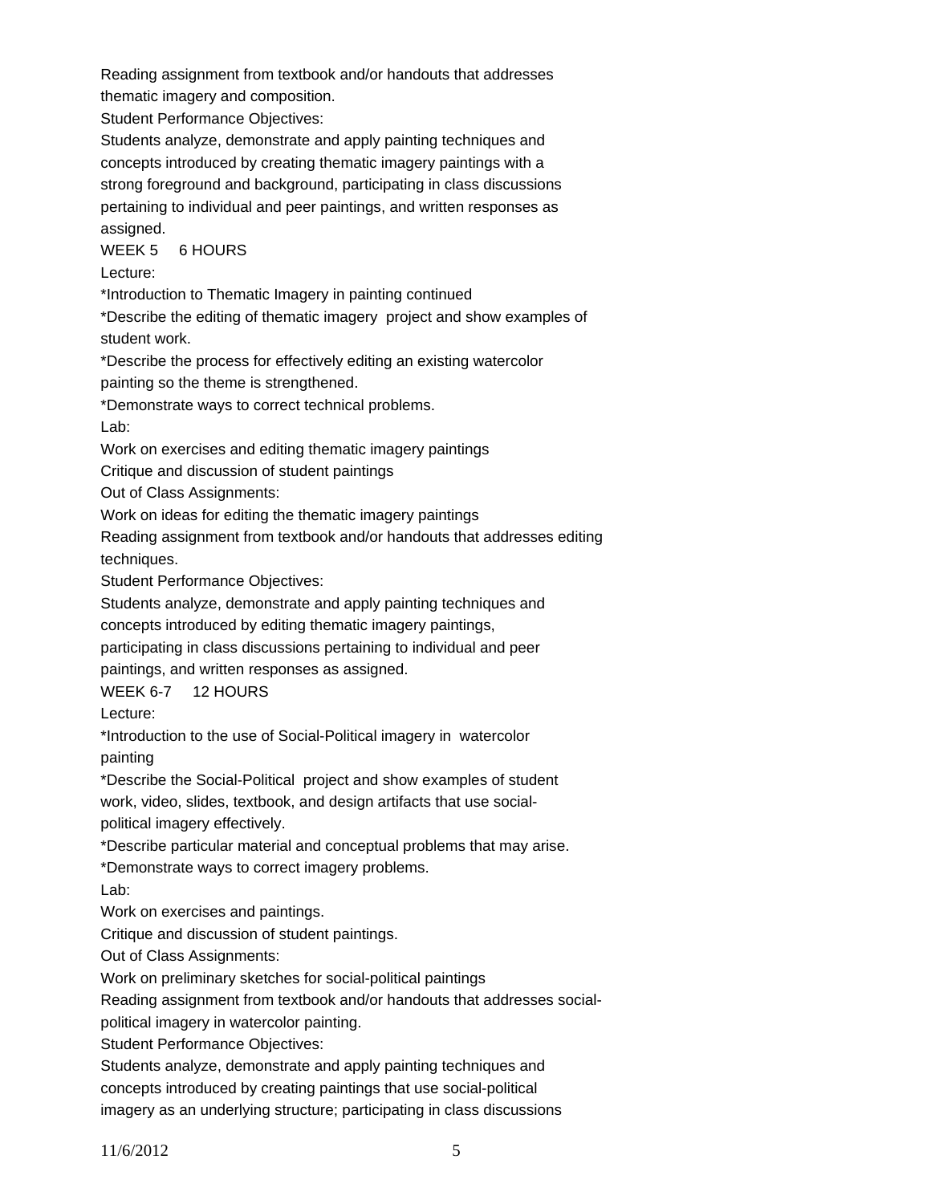Reading assignment from textbook and/or handouts that addresses thematic imagery and composition.

Student Performance Objectives:

Students analyze, demonstrate and apply painting techniques and concepts introduced by creating thematic imagery paintings with a strong foreground and background, participating in class discussions pertaining to individual and peer paintings, and written responses as assigned.

WEEK 5     6 HOURS

Lecture:

*Introduction to Thematic Imagery in painting continued

*Describe the editing of thematic imagery  project and show examples of student work.

*Describe the process for effectively editing an existing watercolor painting so the theme is strengthened.

*Demonstrate ways to correct technical problems.

Lab:

Work on exercises and editing thematic imagery paintings

Critique and discussion of student paintings

Out of Class Assignments:

Work on ideas for editing the thematic imagery paintings

Reading assignment from textbook and/or handouts that addresses editing techniques.

Student Performance Objectives:

Students analyze, demonstrate and apply painting techniques and concepts introduced by editing thematic imagery paintings, participating in class discussions pertaining to individual and peer paintings, and written responses as assigned.

WEEK 6-7     12 HOURS

Lecture:

*Introduction to the use of Social-Political imagery in  watercolor painting

*Describe the Social-Political  project and show examples of student work, video, slides, textbook, and design artifacts that use social-political imagery effectively.

*Describe particular material and conceptual problems that may arise.

*Demonstrate ways to correct imagery problems.

Lab:

Work on exercises and paintings.

Critique and discussion of student paintings.

Out of Class Assignments:

Work on preliminary sketches for social-political paintings

Reading assignment from textbook and/or handouts that addresses social-political imagery in watercolor painting.

Student Performance Objectives:

Students analyze, demonstrate and apply painting techniques and concepts introduced by creating paintings that use social-political imagery as an underlying structure; participating in class discussions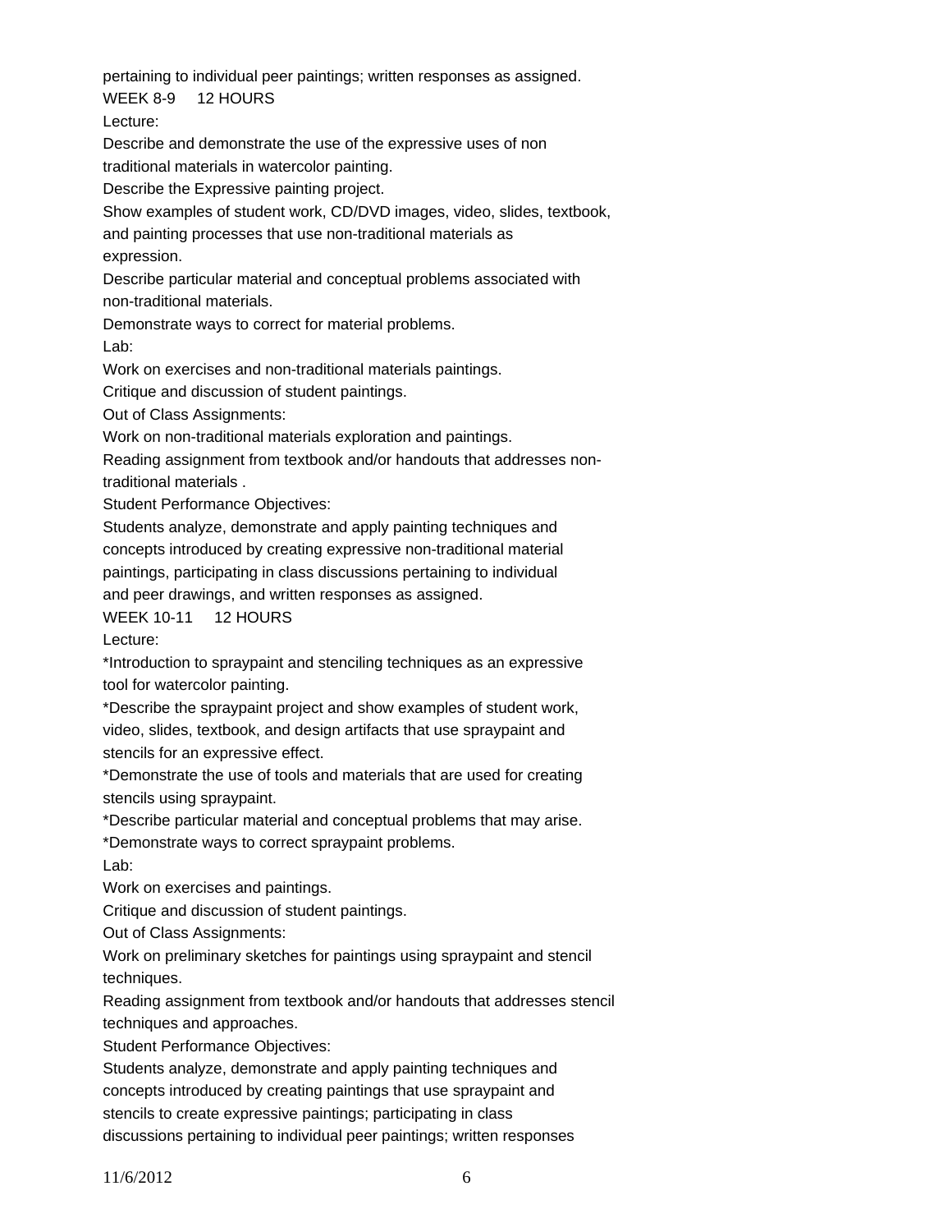pertaining to individual peer paintings; written responses as assigned.

WEEK 8-9     12 HOURS

Lecture:

Describe and demonstrate the use of the expressive uses of non traditional materials in watercolor painting.

Describe the Expressive painting project.

Show examples of student work, CD/DVD images, video, slides, textbook, and painting processes that use non-traditional materials as expression.

Describe particular material and conceptual problems associated with non-traditional materials.

Demonstrate ways to correct for material problems.

Lab:

Work on exercises and non-traditional materials paintings.

Critique and discussion of student paintings.

Out of Class Assignments:

Work on non-traditional materials exploration and paintings.

Reading assignment from textbook and/or handouts that addresses non-traditional materials .

Student Performance Objectives:

Students analyze, demonstrate and apply painting techniques and concepts introduced by creating expressive non-traditional material paintings, participating in class discussions pertaining to individual and peer drawings, and written responses as assigned.

WEEK 10-11     12 HOURS

Lecture:

*Introduction to spraypaint and stenciling techniques as an expressive tool for watercolor painting.

*Describe the spraypaint project and show examples of student work, video, slides, textbook, and design artifacts that use spraypaint and stencils for an expressive effect.

*Demonstrate the use of tools and materials that are used for creating stencils using spraypaint.

*Describe particular material and conceptual problems that may arise.

*Demonstrate ways to correct spraypaint problems.

Lab:

Work on exercises and paintings.

Critique and discussion of student paintings.

Out of Class Assignments:

Work on preliminary sketches for paintings using spraypaint and stencil techniques.

Reading assignment from textbook and/or handouts that addresses stencil techniques and approaches.

Student Performance Objectives:

Students analyze, demonstrate and apply painting techniques and concepts introduced by creating paintings that use spraypaint and stencils to create expressive paintings; participating in class discussions pertaining to individual peer paintings; written responses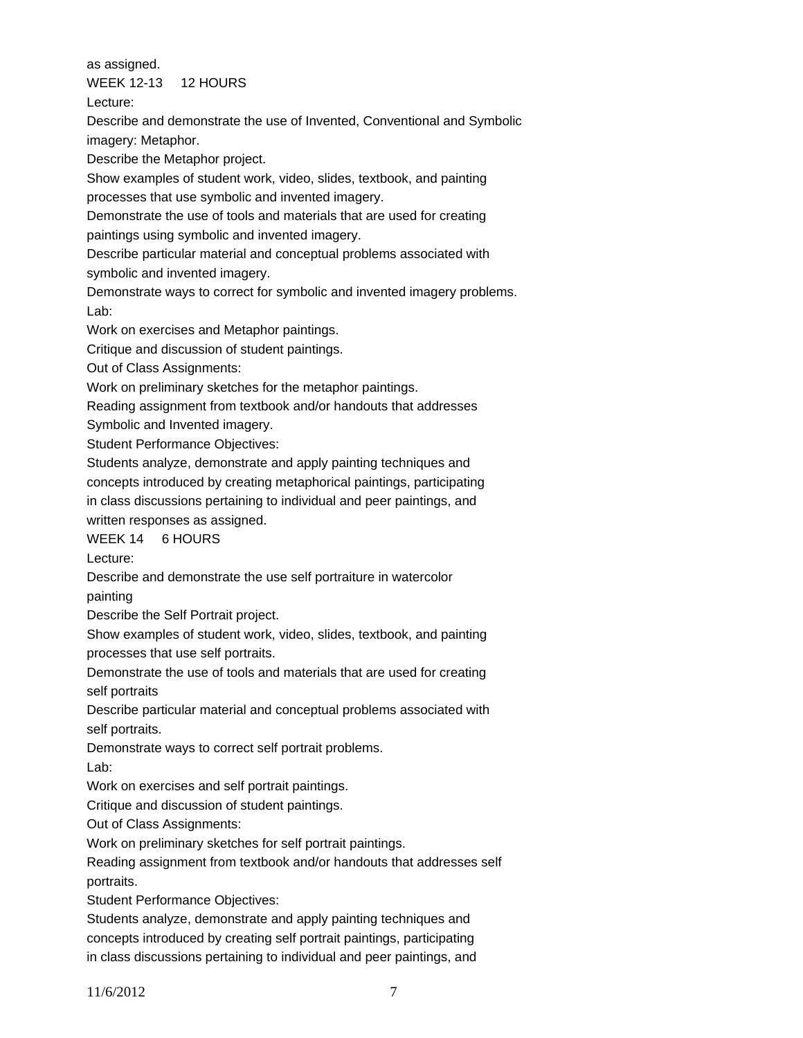as assigned.

WEEK 12-13 12 HOURS

Lecture:

Describe and demonstrate the use of Invented, Conventional and Symbolic imagery: Metaphor.

Describe the Metaphor project.

Show examples of student work, video, slides, textbook, and painting processes that use symbolic and invented imagery.

Demonstrate the use of tools and materials that are used for creating paintings using symbolic and invented imagery.

Describe particular material and conceptual problems associated with symbolic and invented imagery.

Demonstrate ways to correct for symbolic and invented imagery problems.

Lab:

Work on exercises and Metaphor paintings.

Critique and discussion of student paintings.

Out of Class Assignments:

Work on preliminary sketches for the metaphor paintings.

Reading assignment from textbook and/or handouts that addresses Symbolic and Invented imagery.

Student Performance Objectives:

Students analyze, demonstrate and apply painting techniques and concepts introduced by creating metaphorical paintings, participating in class discussions pertaining to individual and peer paintings, and written responses as assigned.

WEEK 14 6 HOURS

Lecture:

Describe and demonstrate the use self portraiture in watercolor painting

Describe the Self Portrait project.

Show examples of student work, video, slides, textbook, and painting processes that use self portraits.

Demonstrate the use of tools and materials that are used for creating self portraits

Describe particular material and conceptual problems associated with self portraits.

Demonstrate ways to correct self portrait problems.

Lab:

Work on exercises and self portrait paintings.

Critique and discussion of student paintings.

Out of Class Assignments:

Work on preliminary sketches for self portrait paintings.

Reading assignment from textbook and/or handouts that addresses self portraits.

Student Performance Objectives:

Students analyze, demonstrate and apply painting techniques and concepts introduced by creating self portrait paintings, participating in class discussions pertaining to individual and peer paintings, and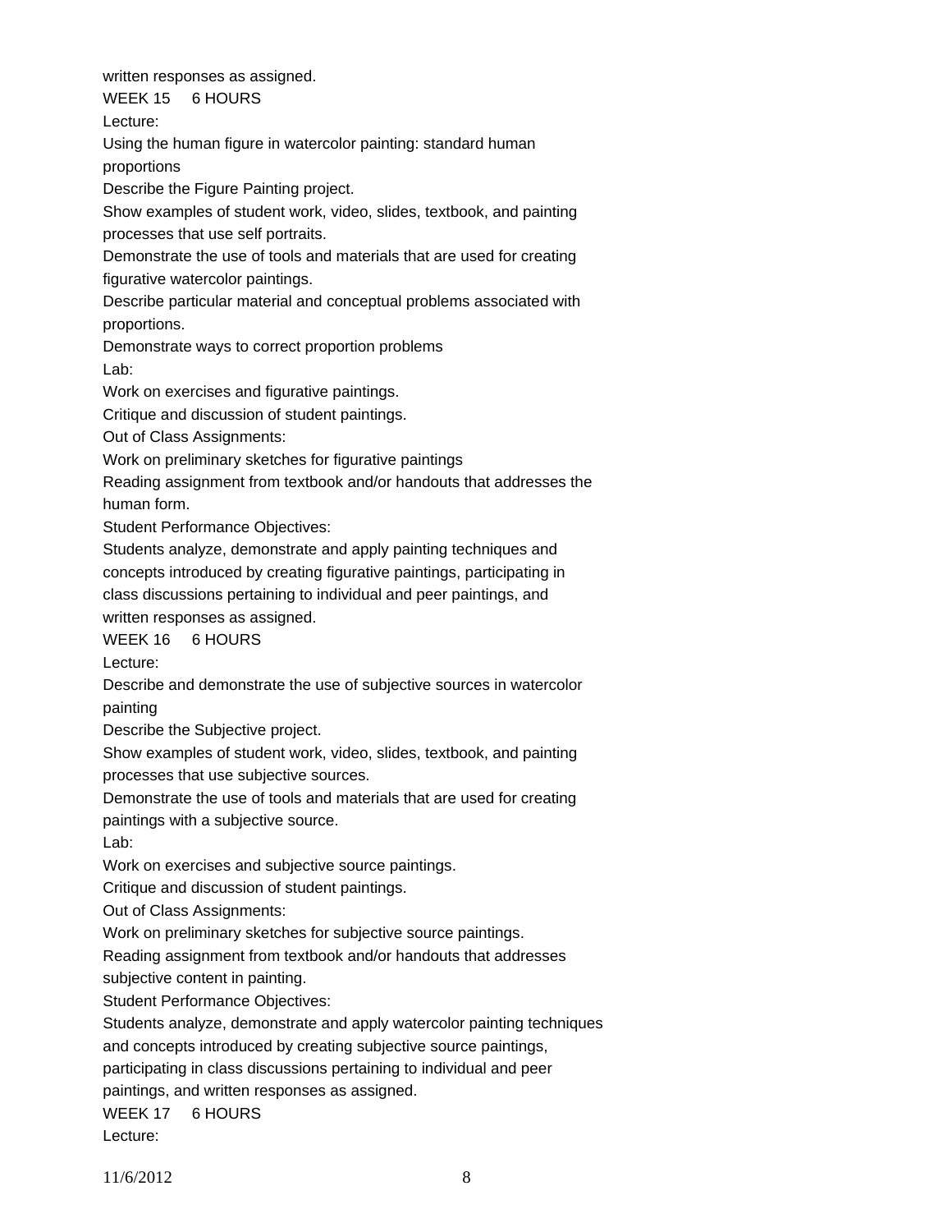written responses as assigned.

WEEK 15 6 HOURS

Lecture:

Using the human figure in watercolor painting: standard human proportions

Describe the Figure Painting project.

Show examples of student work, video, slides, textbook, and painting processes that use self portraits.

Demonstrate the use of tools and materials that are used for creating figurative watercolor paintings.

Describe particular material and conceptual problems associated with proportions.

Demonstrate ways to correct proportion problems

Lab:

Work on exercises and figurative paintings.

Critique and discussion of student paintings.

Out of Class Assignments:

Work on preliminary sketches for figurative paintings

Reading assignment from textbook and/or handouts that addresses the human form.

Student Performance Objectives:

Students analyze, demonstrate and apply painting techniques and concepts introduced by creating figurative paintings, participating in class discussions pertaining to individual and peer paintings, and written responses as assigned.

WEEK 16 6 HOURS

Lecture:

Describe and demonstrate the use of subjective sources in watercolor painting

Describe the Subjective project.

Show examples of student work, video, slides, textbook, and painting processes that use subjective sources.

Demonstrate the use of tools and materials that are used for creating paintings with a subjective source.

Lab:

Work on exercises and subjective source paintings.

Critique and discussion of student paintings.

Out of Class Assignments:

Work on preliminary sketches for subjective source paintings.

Reading assignment from textbook and/or handouts that addresses subjective content in painting.

Student Performance Objectives:

Students analyze, demonstrate and apply watercolor painting techniques and concepts introduced by creating subjective source paintings, participating in class discussions pertaining to individual and peer paintings, and written responses as assigned.

WEEK 17 6 HOURS

Lecture: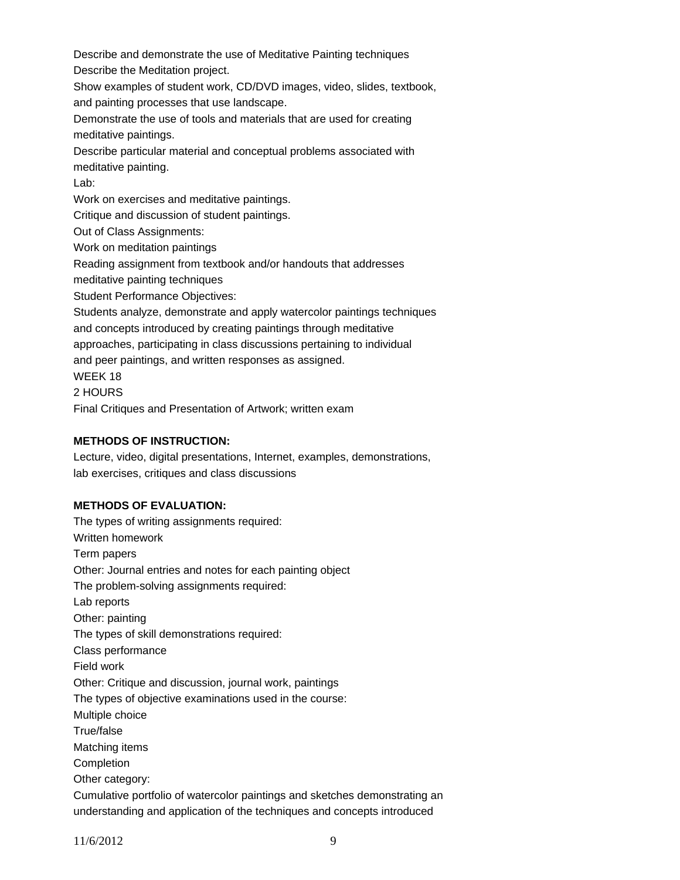Describe and demonstrate the use of Meditative Painting techniques
Describe the Meditation project.
Show examples of student work, CD/DVD images, video, slides, textbook, and painting processes that use landscape.
Demonstrate the use of tools and materials that are used for creating meditative paintings.
Describe particular material and conceptual problems associated with meditative painting.
Lab:
Work on exercises and meditative paintings.
Critique and discussion of student paintings.
Out of Class Assignments:
Work on meditation paintings
Reading assignment from textbook and/or handouts that addresses meditative painting techniques
Student Performance Objectives:
Students analyze, demonstrate and apply watercolor paintings techniques and concepts introduced by creating paintings through meditative approaches, participating in class discussions pertaining to individual and peer paintings, and written responses as assigned.
WEEK 18
2 HOURS
Final Critiques and Presentation of Artwork; written exam

**METHODS OF INSTRUCTION:**
Lecture, video, digital presentations, Internet, examples, demonstrations, lab exercises, critiques and class discussions

**METHODS OF EVALUATION:**
The types of writing assignments required:
Written homework
Term papers
Other: Journal entries and notes for each painting object
The problem-solving assignments required:
Lab reports
Other: painting
The types of skill demonstrations required:
Class performance
Field work
Other: Critique and discussion, journal work, paintings
The types of objective examinations used in the course:
Multiple choice
True/false
Matching items
Completion
Other category:
Cumulative portfolio of watercolor paintings and sketches demonstrating an understanding and application of the techniques and concepts introduced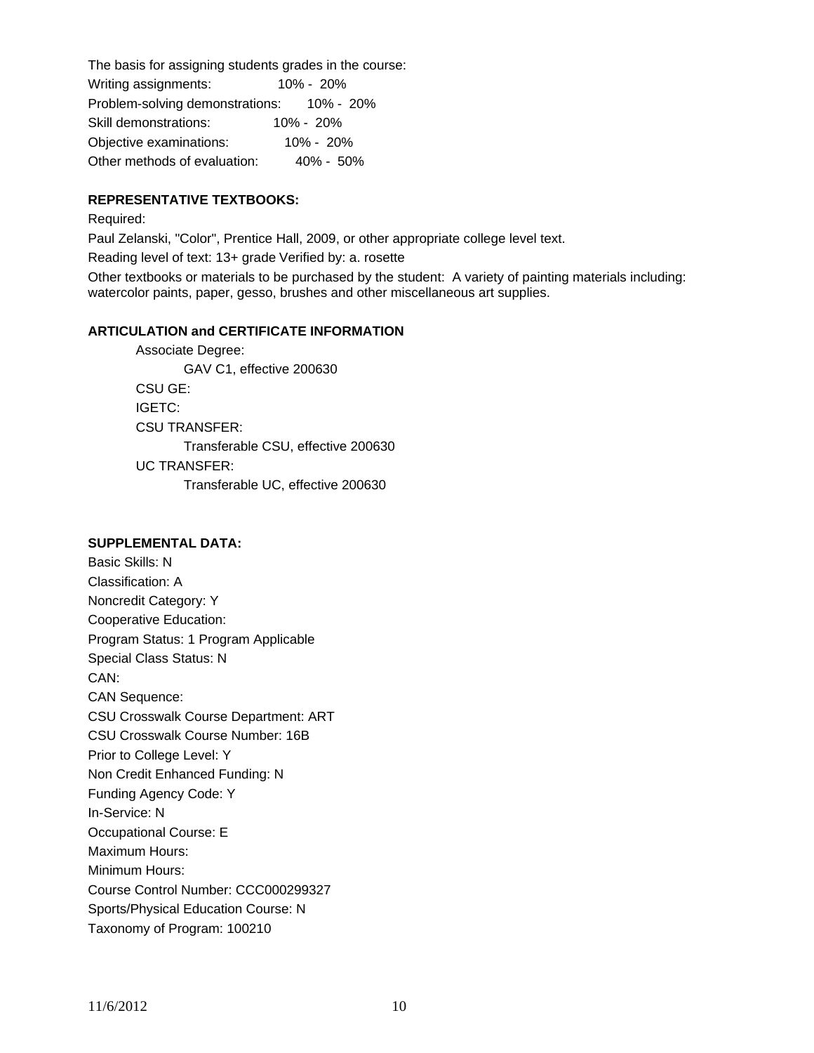The basis for assigning students grades in the course:

| | |
|---|---|
| Writing assignments: | 10% - 20% |
| Problem-solving demonstrations: | 10% - 20% |
| Skill demonstrations: | 10% - 20% |
| Objective examinations: | 10% - 20% |
| Other methods of evaluation: | 40% - 50% |

**REPRESENTATIVE TEXTBOOKS:**

Required:

Paul Zelanski, "Color", Prentice Hall, 2009, or other appropriate college level text.

Reading level of text: 13+ grade Verified by: a. rosette

Other textbooks or materials to be purchased by the student: A variety of painting materials including: watercolor paints, paper, gesso, brushes and other miscellaneous art supplies.

**ARTICULATION and CERTIFICATE INFORMATION**

Associate Degree:
- GAV C1, effective 200630

CSU GE:

IGETC:

CSU TRANSFER:
- Transferable CSU, effective 200630

UC TRANSFER:
- Transferable UC, effective 200630

**SUPPLEMENTAL DATA:**

Basic Skills: N
Classification: A
Noncredit Category: Y
Cooperative Education:
Program Status: 1 Program Applicable
Special Class Status: N
CAN:
CAN Sequence:
CSU Crosswalk Course Department: ART
CSU Crosswalk Course Number: 16B
Prior to College Level: Y
Non Credit Enhanced Funding: N
Funding Agency Code: Y
In-Service: N
Occupational Course: E
Maximum Hours:
Minimum Hours:
Course Control Number: CCC000299327
Sports/Physical Education Course: N
Taxonomy of Program: 100210